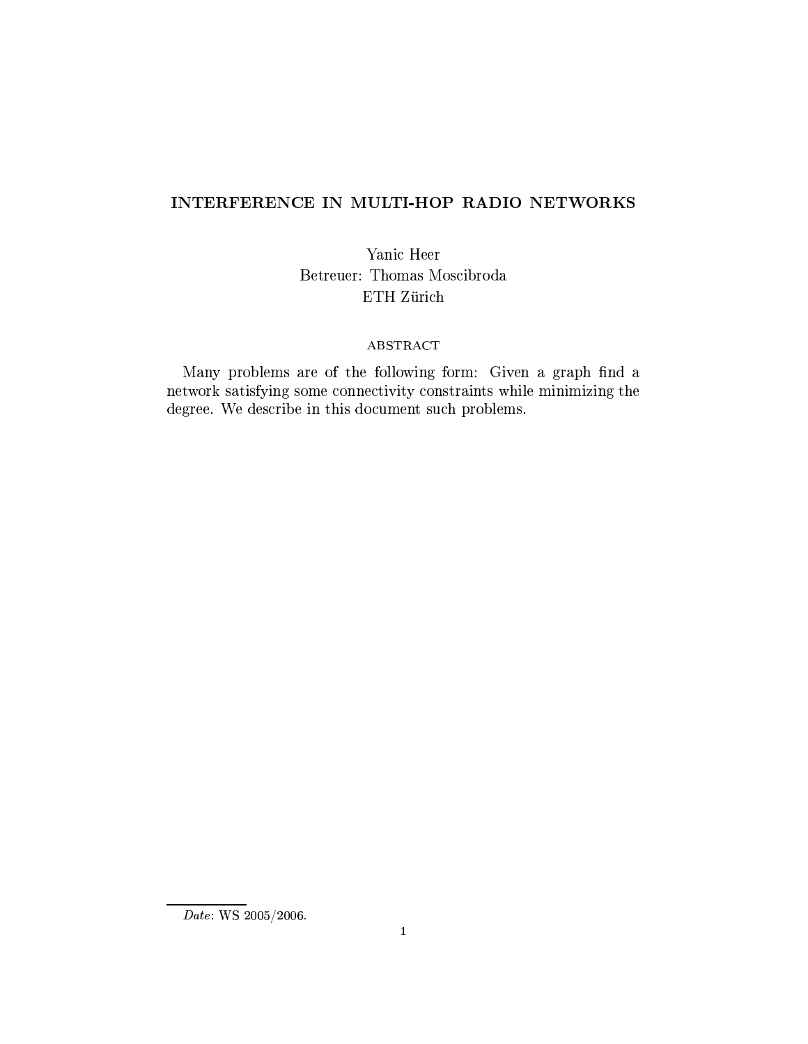# INTERFERENCE IN MULTI-HOP RADIO NETWORKS

Yanic Heer
Betreuer: Thomas Moscibroda
ETH Zürich

ABSTRACT

Many problems are of the following form: Given a graph find a network satisfying some connectivity constraints while minimizing the degree. We describe in this document such problems.

*Date*: WS 2005/2006.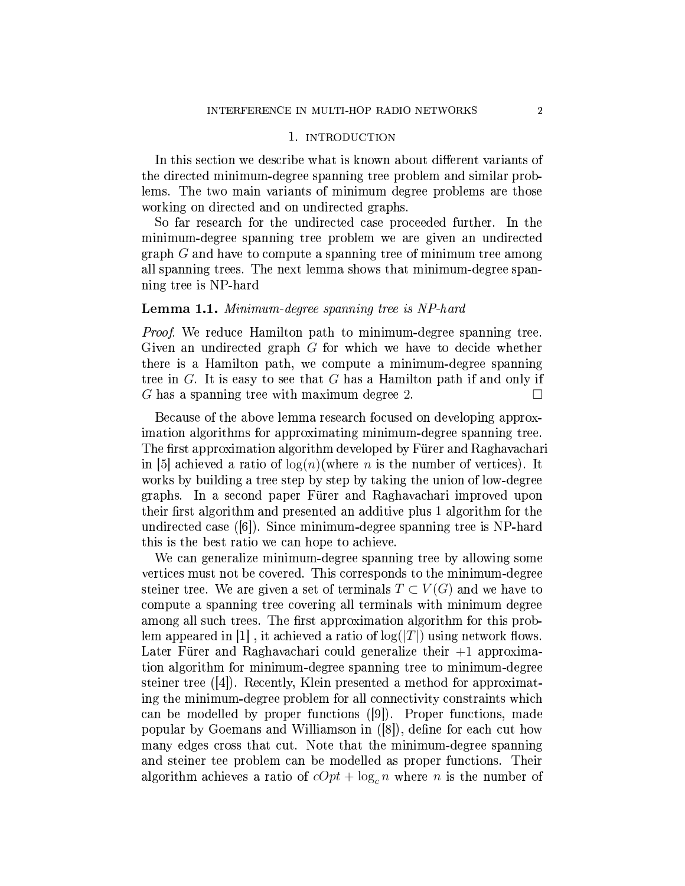# 1. Introduction

In this section we describe what is known about different variants of the directed minimum-degree spanning tree problem and similar problems. The two main variants of minimum degree problems are those working on directed and on undirected graphs.

So far research for the undirected case proceeded further. In the minimum-degree spanning tree problem we are given an undirected graph $G$ and have to compute a spanning tree of minimum tree among all spanning trees. The next lemma shows that minimum-degree spanning tree is NP-hard

**Lemma 1.1.** *Minimum-degree spanning tree is NP-hard*

*Proof.* We reduce Hamilton path to minimum-degree spanning tree. Given an undirected graph $G$ for which we have to decide whether there is a Hamilton path, we compute a minimum-degree spanning tree in $G$. It is easy to see that $G$ has a Hamilton path if and only if $G$ has a spanning tree with maximum degree 2. □

Because of the above lemma research focused on developing approximation algorithms for approximating minimum-degree spanning tree. The first approximation algorithm developed by Fürer and Raghavachari in [5] achieved a ratio of $\log(n)$(where $n$ is the number of vertices). It works by building a tree step by step by taking the union of low-degree graphs. In a second paper Fürer and Raghavachari improved upon their first algorithm and presented an additive plus 1 algorithm for the undirected case ([6]). Since minimum-degree spanning tree is NP-hard this is the best ratio we can hope to achieve.

We can generalize minimum-degree spanning tree by allowing some vertices must not be covered. This corresponds to the minimum-degree steiner tree. We are given a set of terminals $T \subset V(G)$ and we have to compute a spanning tree covering all terminals with minimum degree among all such trees. The first approximation algorithm for this problem appeared in [1] , it achieved a ratio of $\log(|T|)$ using network flows. Later Fürer and Raghavachari could generalize their $+1$ approximation algorithm for minimum-degree spanning tree to minimum-degree steiner tree ([4]). Recently, Klein presented a method for approximating the minimum-degree problem for all connectivity constraints which can be modelled by proper functions ([9]). Proper functions, made popular by Goemans and Williamson in ([8]), define for each cut how many edges cross that cut. Note that the minimum-degree spanning and steiner tee problem can be modelled as proper functions. Their algorithm achieves a ratio of $cOpt + \log_c n$ where $n$ is the number of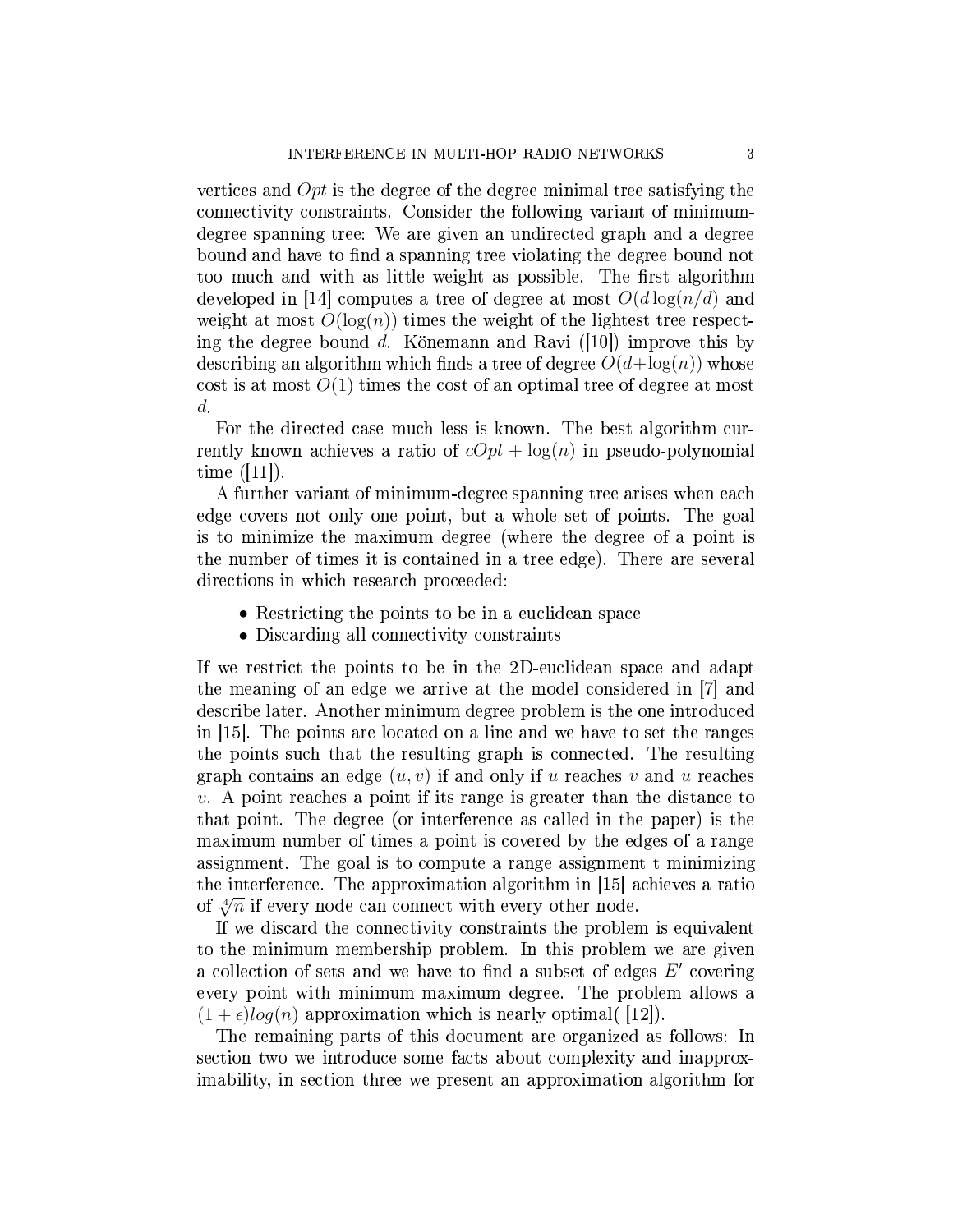vertices and $Opt$ is the degree of the degree minimal tree satisfying the connectivity constraints. Consider the following variant of minimum-degree spanning tree: We are given an undirected graph and a degree bound and have to find a spanning tree violating the degree bound not too much and with as little weight as possible. The first algorithm developed in [14] computes a tree of degree at most $O(d \log(n/d)$ and weight at most $O(\log(n))$ times the weight of the lightest tree respecting the degree bound $d$. Könemann and Ravi ([10]) improve this by describing an algorithm which finds a tree of degree $O(d+\log(n))$ whose cost is at most $O(1)$ times the cost of an optimal tree of degree at most $d$.

For the directed case much less is known. The best algorithm currently known achieves a ratio of $cOpt + \log(n)$ in pseudo-polynomial time ([11]).

A further variant of minimum-degree spanning tree arises when each edge covers not only one point, but a whole set of points. The goal is to minimize the maximum degree (where the degree of a point is the number of times it is contained in a tree edge). There are several directions in which research proceeded:

- Restricting the points to be in a euclidean space
- Discarding all connectivity constraints

If we restrict the points to be in the 2D-euclidean space and adapt the meaning of an edge we arrive at the model considered in [7] and describe later. Another minimum degree problem is the one introduced in [15]. The points are located on a line and we have to set the ranges the points such that the resulting graph is connected. The resulting graph contains an edge $(u, v)$ if and only if $u$ reaches $v$ and $u$ reaches $v$. A point reaches a point if its range is greater than the distance to that point. The degree (or interference as called in the paper) is the maximum number of times a point is covered by the edges of a range assignment. The goal is to compute a range assignment t minimizing the interference. The approximation algorithm in [15] achieves a ratio of $\sqrt[4]{n}$ if every node can connect with every other node.

If we discard the connectivity constraints the problem is equivalent to the minimum membership problem. In this problem we are given a collection of sets and we have to find a subset of edges $E'$ covering every point with minimum maximum degree. The problem allows a $(1+\epsilon)log(n)$ approximation which is nearly optimal( [12]).

The remaining parts of this document are organized as follows: In section two we introduce some facts about complexity and inapproximability, in section three we present an approximation algorithm for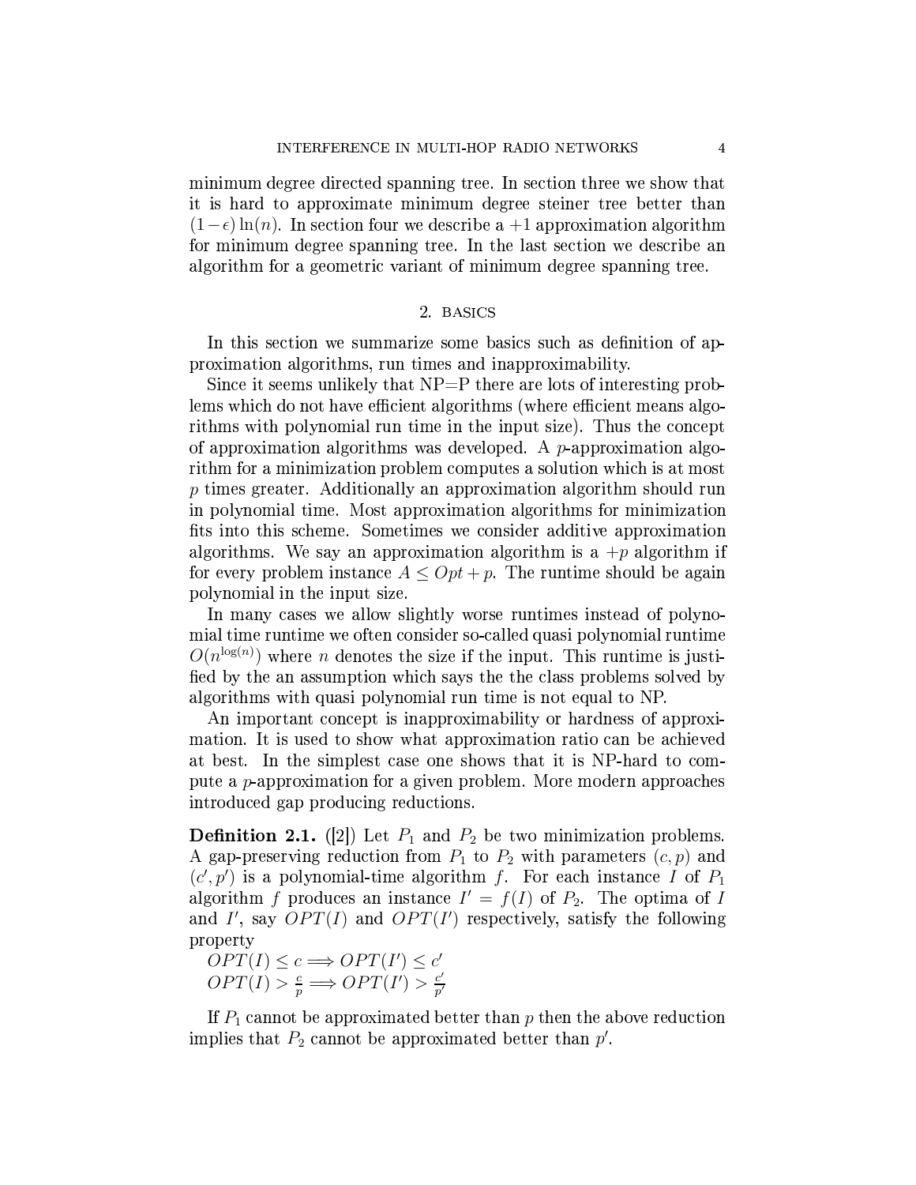minimum degree directed spanning tree. In section three we show that it is hard to approximate minimum degree steiner tree better than $(1-\epsilon)\ln(n)$. In section four we describe a $+1$ approximation algorithm for minimum degree spanning tree. In the last section we describe an algorithm for a geometric variant of minimum degree spanning tree.

## 2. Basics

In this section we summarize some basics such as definition of approximation algorithms, run times and inapproximability.

Since it seems unlikely that NP=P there are lots of interesting problems which do not have efficient algorithms (where efficient means algorithms with polynomial run time in the input size). Thus the concept of approximation algorithms was developed. A $p$-approximation algorithm for a minimization problem computes a solution which is at most $p$ times greater. Additionally an approximation algorithm should run in polynomial time. Most approximation algorithms for minimization fits into this scheme. Sometimes we consider additive approximation algorithms. We say an approximation algorithm is a $+p$ algorithm if for every problem instance $A \leq Opt + p$. The runtime should be again polynomial in the input size.

In many cases we allow slightly worse runtimes instead of polynomial time runtime we often consider so-called quasi polynomial runtime $O(n^{\log(n)})$ where $n$ denotes the size if the input. This runtime is justified by the an assumption which says the the class problems solved by algorithms with quasi polynomial run time is not equal to NP.

An important concept is inapproximability or hardness of approximation. It is used to show what approximation ratio can be achieved at best. In the simplest case one shows that it is NP-hard to compute a $p$-approximation for a given problem. More modern approaches introduced gap producing reductions.

**Definition 2.1.** ([2]) Let $P_1$ and $P_2$ be two minimization problems. A gap-preserving reduction from $P_1$ to $P_2$ with parameters $(c,p)$ and $(c',p')$ is a polynomial-time algorithm $f$. For each instance $I$ of $P_1$ algorithm $f$ produces an instance $I' = f(I)$ of $P_2$. The optima of $I$ and $I'$, say $OPT(I)$ and $OPT(I')$ respectively, satisfy the following property

$OPT(I) \leq c \Longrightarrow OPT(I') \leq c'$

$OPT(I) > \frac{c}{p} \Longrightarrow OPT(I') > \frac{c'}{p'}$

If $P_1$ cannot be approximated better than $p$ then the above reduction implies that $P_2$ cannot be approximated better than $p'$.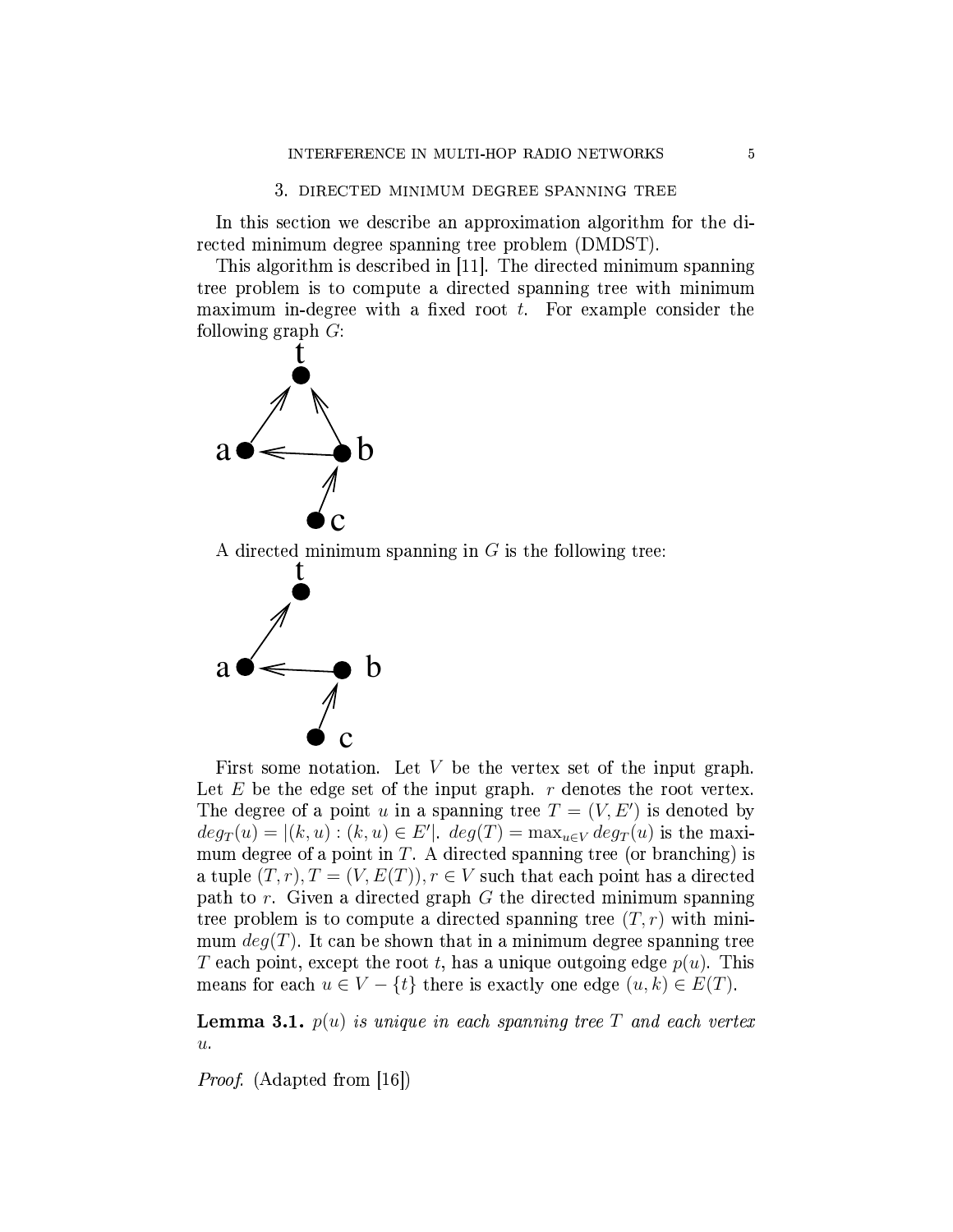## 3. Directed minimum degree spanning tree

In this section we describe an approximation algorithm for the directed minimum degree spanning tree problem (DMDST).

This algorithm is described in [11]. The directed minimum spanning tree problem is to compute a directed spanning tree with minimum maximum in-degree with a fixed root $t$. For example consider the following graph $G$:

A directed minimum spanning in $G$ is the following tree:

First some notation. Let $V$ be the vertex set of the input graph. Let $E$ be the edge set of the input graph. $r$ denotes the root vertex. The degree of a point $u$ in a spanning tree $T = (V, E')$ is denoted by $deg_T(u) = |(k, u) : (k, u) \in E'|$. $deg(T) = \max_{u \in V} deg_T(u)$ is the maximum degree of a point in $T$. A directed spanning tree (or branching) is a tuple $(T, r), T = (V, E(T)), r \in V$ such that each point has a directed path to $r$. Given a directed graph $G$ the directed minimum spanning tree problem is to compute a directed spanning tree $(T, r)$ with minimum $deg(T)$. It can be shown that in a minimum degree spanning tree $T$ each point, except the root $t$, has a unique outgoing edge $p(u)$. This means for each $u \in V - \{t\}$ there is exactly one edge $(u, k) \in E(T)$.

**Lemma 3.1.** *$p(u)$ is unique in each spanning tree $T$ and each vertex $u$.*

*Proof.* (Adapted from [16])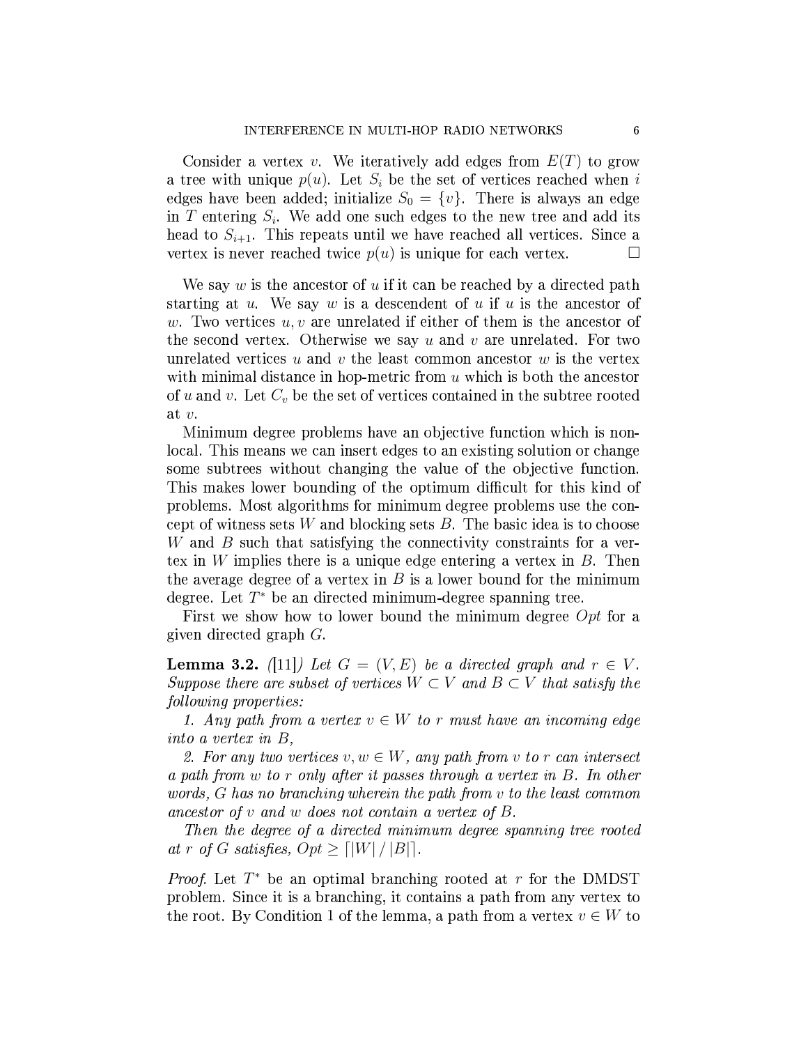Consider a vertex $v$. We iteratively add edges from $E(T)$ to grow a tree with unique $p(u)$. Let $S_i$ be the set of vertices reached when $i$ edges have been added; initialize $S_0 = \{v\}$. There is always an edge in $T$ entering $S_i$. We add one such edges to the new tree and add its head to $S_{i+1}$. This repeats until we have reached all vertices. Since a vertex is never reached twice $p(u)$ is unique for each vertex. □

We say $w$ is the ancestor of $u$ if it can be reached by a directed path starting at $u$. We say $w$ is a descendent of $u$ if $u$ is the ancestor of $w$. Two vertices $u, v$ are unrelated if either of them is the ancestor of the second vertex. Otherwise we say $u$ and $v$ are unrelated. For two unrelated vertices $u$ and $v$ the least common ancestor $w$ is the vertex with minimal distance in hop-metric from $u$ which is both the ancestor of $u$ and $v$. Let $C_v$ be the set of vertices contained in the subtree rooted at $v$.

Minimum degree problems have an objective function which is non-local. This means we can insert edges to an existing solution or change some subtrees without changing the value of the objective function. This makes lower bounding of the optimum difficult for this kind of problems. Most algorithms for minimum degree problems use the concept of witness sets $W$ and blocking sets $B$. The basic idea is to choose $W$ and $B$ such that satisfying the connectivity constraints for a vertex in $W$ implies there is a unique edge entering a vertex in $B$. Then the average degree of a vertex in $B$ is a lower bound for the minimum degree. Let $T^*$ be an directed minimum-degree spanning tree.

First we show how to lower bound the minimum degree $Opt$ for a given directed graph $G$.

**Lemma 3.2.** *([11]) Let $G = (V, E)$ be a directed graph and $r \in V$. Suppose there are subset of vertices $W \subset V$ and $B \subset V$ that satisfy the following properties:*

*1. Any path from a vertex $v \in W$ to $r$ must have an incoming edge into a vertex in $B$,*

*2. For any two vertices $v, w \in W$, any path from $v$ to $r$ can intersect a path from $w$ to $r$ only after it passes through a vertex in $B$. In other words, $G$ has no branching wherein the path from $v$ to the least common ancestor of $v$ and $w$ does not contain a vertex of $B$.*

*Then the degree of a directed minimum degree spanning tree rooted at $r$ of $G$ satisfies, $Opt \geq \lceil |W| / |B| \rceil$.*

*Proof.* Let $T^*$ be an optimal branching rooted at $r$ for the DMDST problem. Since it is a branching, it contains a path from any vertex to the root. By Condition 1 of the lemma, a path from a vertex $v \in W$ to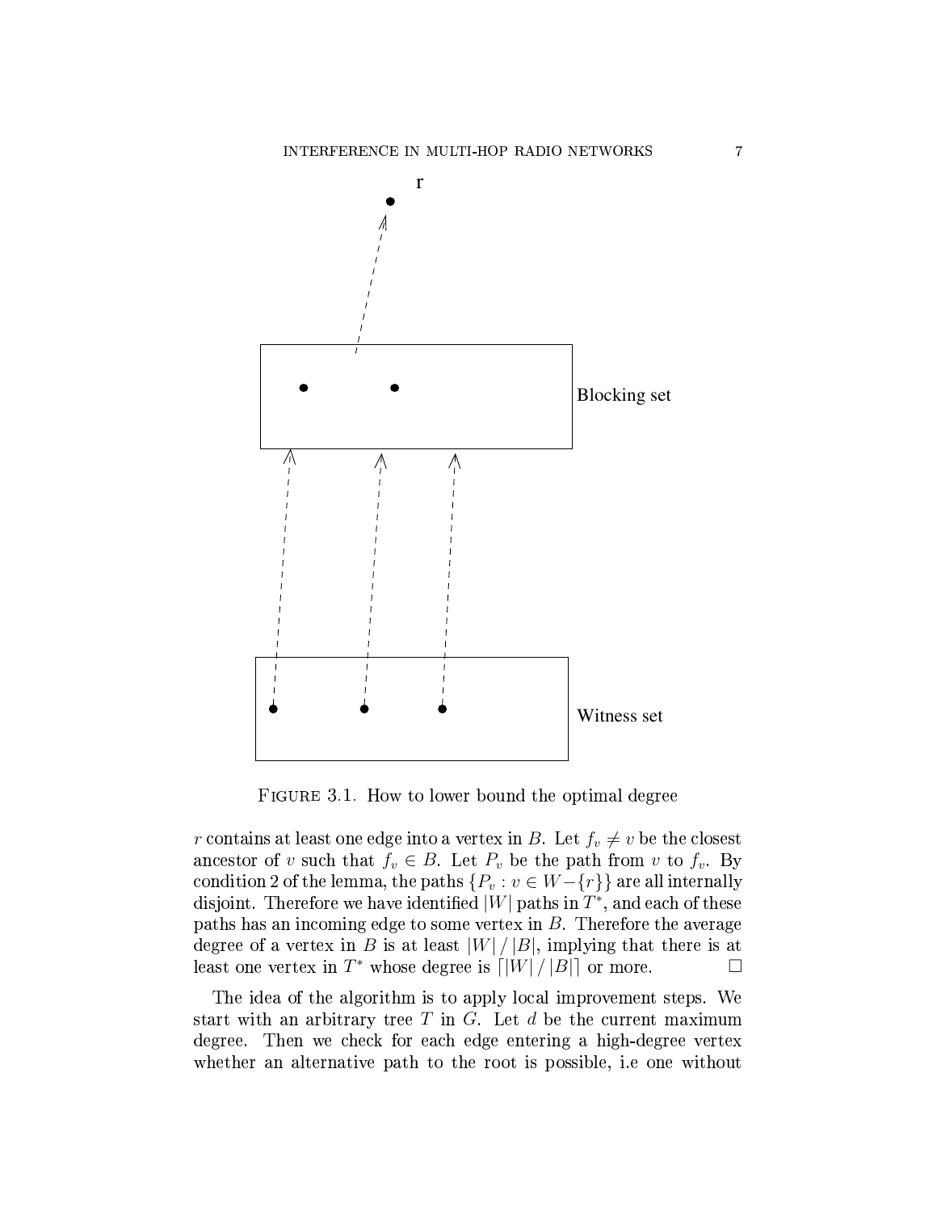FIGURE 3.1. How to lower bound the optimal degree

$r$ contains at least one edge into a vertex in $B$. Let $f_v \neq v$ be the closest ancestor of $v$ such that $f_v \in B$. Let $P_v$ be the path from $v$ to $f_v$. By condition 2 of the lemma, the paths $\{P_v : v \in W - \{r\}\}$ are all internally disjoint. Therefore we have identified $|W|$ paths in $T^*$, and each of these paths has an incoming edge to some vertex in $B$. Therefore the average degree of a vertex in $B$ is at least $|W| / |B|$, implying that there is at least one vertex in $T^*$ whose degree is $\lceil |W| / |B| \rceil$ or more. □

The idea of the algorithm is to apply local improvement steps. We start with an arbitrary tree $T$ in $G$. Let $d$ be the current maximum degree. Then we check for each edge entering a high-degree vertex whether an alternative path to the root is possible, i.e one without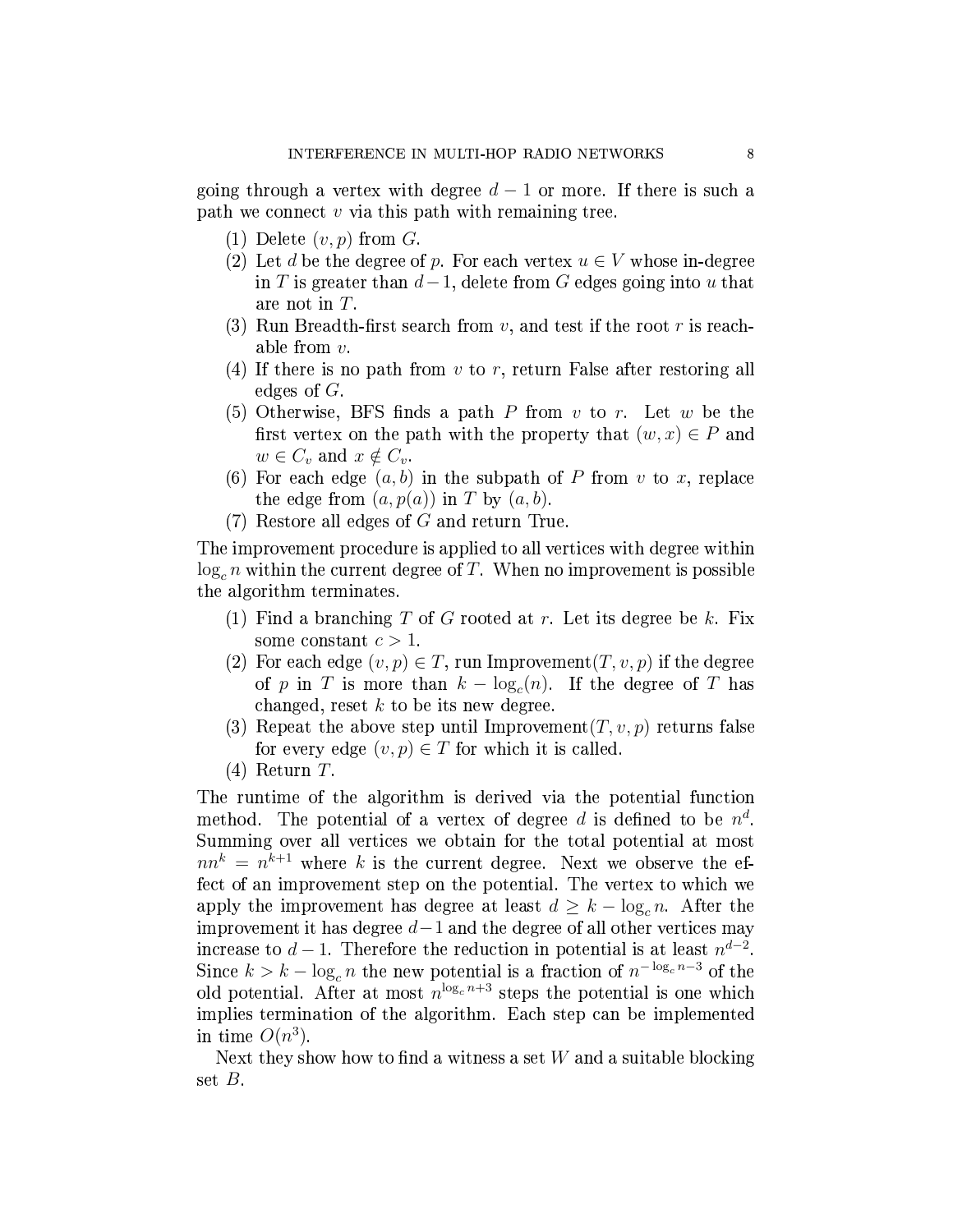going through a vertex with degree $d-1$ or more. If there is such a path we connect $v$ via this path with remaining tree.

1. Delete $(v, p)$ from $G$.
2. Let $d$ be the degree of $p$. For each vertex $u \in V$ whose in-degree in $T$ is greater than $d-1$, delete from $G$ edges going into $u$ that are not in $T$.
3. Run Breadth-first search from $v$, and test if the root $r$ is reachable from $v$.
4. If there is no path from $v$ to $r$, return False after restoring all edges of $G$.
5. Otherwise, BFS finds a path $P$ from $v$ to $r$. Let $w$ be the first vertex on the path with the property that $(w, x) \in P$ and $w \in C_v$ and $x \notin C_v$.
6. For each edge $(a, b)$ in the subpath of $P$ from $v$ to $x$, replace the edge from $(a, p(a))$ in $T$ by $(a, b)$.
7. Restore all edges of $G$ and return True.

The improvement procedure is applied to all vertices with degree within $\log_c n$ within the current degree of $T$. When no improvement is possible the algorithm terminates.

1. Find a branching $T$ of $G$ rooted at $r$. Let its degree be $k$. Fix some constant $c > 1$.
2. For each edge $(v, p) \in T$, run Improvement$(T, v, p)$ if the degree of $p$ in $T$ is more than $k - \log_c(n)$. If the degree of $T$ has changed, reset $k$ to be its new degree.
3. Repeat the above step until Improvement$(T, v, p)$ returns false for every edge $(v, p) \in T$ for which it is called.
4. Return $T$.

The runtime of the algorithm is derived via the potential function method. The potential of a vertex of degree $d$ is defined to be $n^d$. Summing over all vertices we obtain for the total potential at most $nn^k = n^{k+1}$ where $k$ is the current degree. Next we observe the effect of an improvement step on the potential. The vertex to which we apply the improvement has degree at least $d \geq k - \log_c n$. After the improvement it has degree $d-1$ and the degree of all other vertices may increase to $d-1$. Therefore the reduction in potential is at least $n^{d-2}$. Since $k > k - \log_c n$ the new potential is a fraction of $n^{-\log_c n - 3}$ of the old potential. After at most $n^{\log_c n + 3}$ steps the potential is one which implies termination of the algorithm. Each step can be implemented in time $O(n^3)$.

Next they show how to find a witness a set $W$ and a suitable blocking set $B$.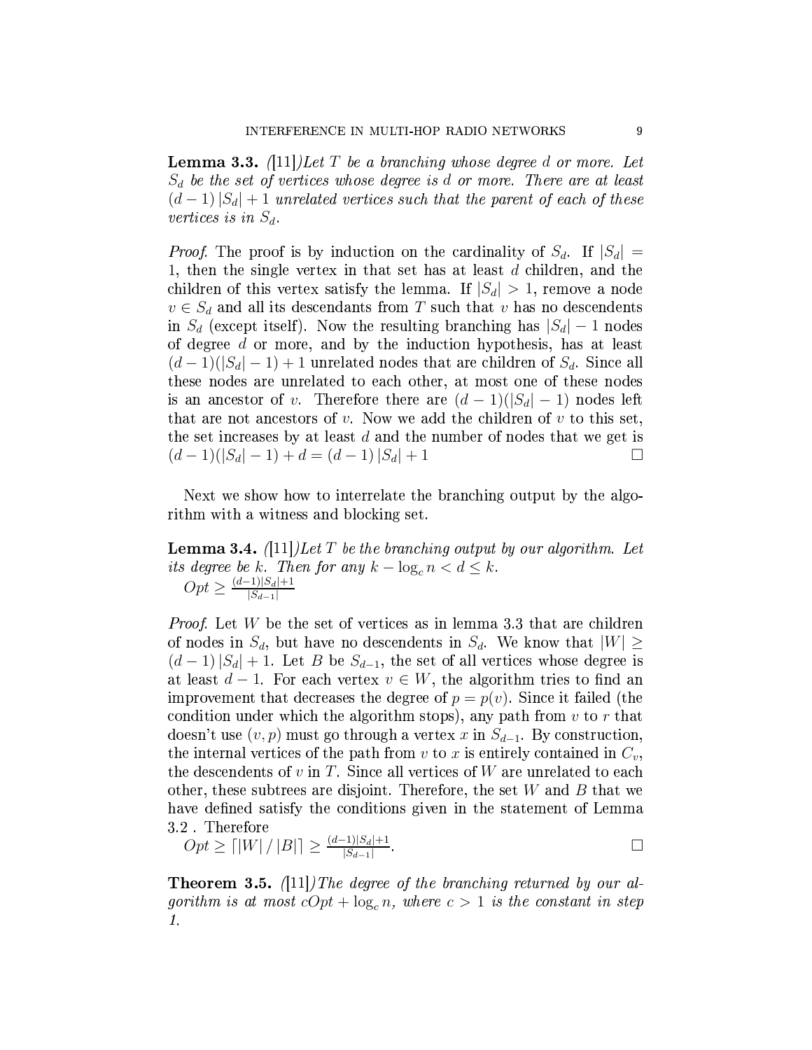**Lemma 3.3.** *([11])Let $T$ be a branching whose degree $d$ or more. Let $S_d$ be the set of vertices whose degree is $d$ or more. There are at least $(d-1)|S_d| + 1$ unrelated vertices such that the parent of each of these vertices is in $S_d$.*

*Proof.* The proof is by induction on the cardinality of $S_d$. If $|S_d| = 1$, then the single vertex in that set has at least $d$ children, and the children of this vertex satisfy the lemma. If $|S_d| > 1$, remove a node $v \in S_d$ and all its descendants from $T$ such that $v$ has no descendents in $S_d$ (except itself). Now the resulting branching has $|S_d| - 1$ nodes of degree $d$ or more, and by the induction hypothesis, has at least $(d-1)(|S_d|-1)+1$ unrelated nodes that are children of $S_d$. Since all these nodes are unrelated to each other, at most one of these nodes is an ancestor of $v$. Therefore there are $(d-1)(|S_d|-1)$ nodes left that are not ancestors of $v$. Now we add the children of $v$ to this set, the set increases by at least $d$ and the number of nodes that we get is $(d-1)(|S_d|-1) + d = (d-1)|S_d| + 1$ □

Next we show how to interrelate the branching output by the algorithm with a witness and blocking set.

**Lemma 3.4.** *([11])Let $T$ be the branching output by our algorithm. Let its degree be $k$. Then for any $k - \log_c n < d \leq k$.*
$Opt \geq \frac{(d-1)|S_d|+1}{|S_{d-1}|}$

*Proof.* Let $W$ be the set of vertices as in lemma 3.3 that are children of nodes in $S_d$, but have no descendents in $S_d$. We know that $|W| \geq (d-1)|S_d| + 1$. Let $B$ be $S_{d-1}$, the set of all vertices whose degree is at least $d-1$. For each vertex $v \in W$, the algorithm tries to find an improvement that decreases the degree of $p = p(v)$. Since it failed (the condition under which the algorithm stops), any path from $v$ to $r$ that doesn't use $(v, p)$ must go through a vertex $x$ in $S_{d-1}$. By construction, the internal vertices of the path from $v$ to $x$ is entirely contained in $C_v$, the descendents of $v$ in $T$. Since all vertices of $W$ are unrelated to each other, these subtrees are disjoint. Therefore, the set $W$ and $B$ that we have defined satisfy the conditions given in the statement of Lemma 3.2 . Therefore
$Opt \geq \lceil |W| / |B| \rceil \geq \frac{(d-1)|S_d|+1}{|S_{d-1}|}$. □

**Theorem 3.5.** *([11])The degree of the branching returned by our algorithm is at most $cOpt + \log_c n$, where $c > 1$ is the constant in step 1.*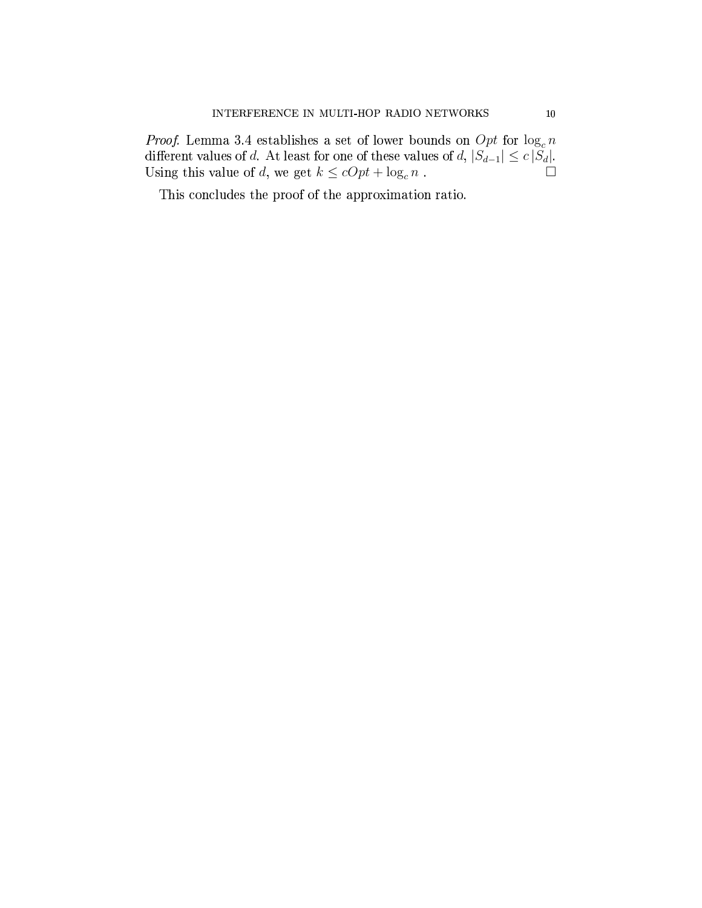*Proof.* Lemma 3.4 establishes a set of lower bounds on $Opt$ for $\log_c n$ different values of $d$. At least for one of these values of $d$, $|S_{d-1}| \leq c\,|S_d|$. Using this value of $d$, we get $k \leq cOpt + \log_c n$ . □

This concludes the proof of the approximation ratio.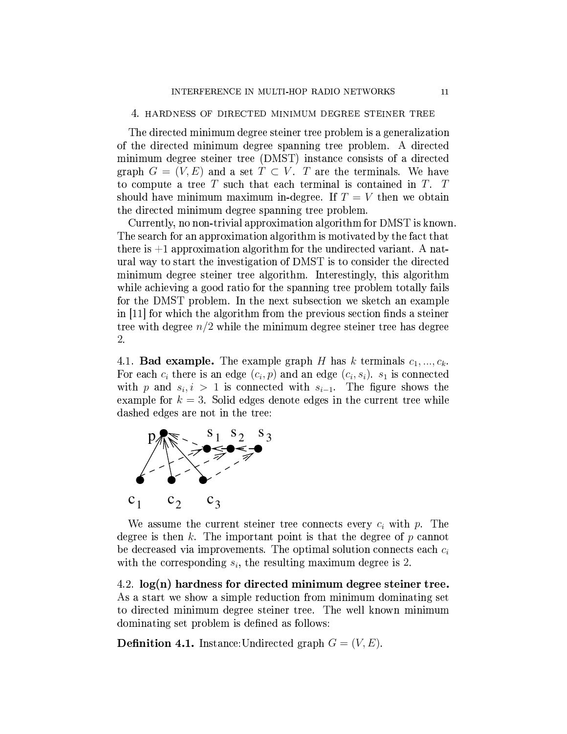## 4. Hardness of directed minimum degree steiner tree

The directed minimum degree steiner tree problem is a generalization of the directed minimum degree spanning tree problem. A directed minimum degree steiner tree (DMST) instance consists of a directed graph $G = (V, E)$ and a set $T \subset V$. $T$ are the terminals. We have to compute a tree $T$ such that each terminal is contained in $T$. $T$ should have minimum maximum in-degree. If $T = V$ then we obtain the directed minimum degree spanning tree problem.

Currently, no non-trivial approximation algorithm for DMST is known. The search for an approximation algorithm is motivated by the fact that there is $+1$ approximation algorithm for the undirected variant. A natural way to start the investigation of DMST is to consider the directed minimum degree steiner tree algorithm. Interestingly, this algorithm while achieving a good ratio for the spanning tree problem totally fails for the DMST problem. In the next subsection we sketch an example in [11] for which the algorithm from the previous section finds a steiner tree with degree $n/2$ while the minimum degree steiner tree has degree 2.

4.1. **Bad example.** The example graph $H$ has $k$ terminals $c_1, ..., c_k$. For each $c_i$ there is an edge $(c_i, p)$ and an edge $(c_i, s_i)$. $s_1$ is connected with $p$ and $s_i, i > 1$ is connected with $s_{i-1}$. The figure shows the example for $k = 3$. Solid edges denote edges in the current tree while dashed edges are not in the tree:

We assume the current steiner tree connects every $c_i$ with $p$. The degree is then $k$. The important point is that the degree of $p$ cannot be decreased via improvements. The optimal solution connects each $c_i$ with the corresponding $s_i$, the resulting maximum degree is 2.

4.2. **log(n) hardness for directed minimum degree steiner tree.** As a start we show a simple reduction from minimum dominating set to directed minimum degree steiner tree. The well known minimum dominating set problem is defined as follows:

**Definition 4.1.** Instance:Undirected graph $G = (V, E)$.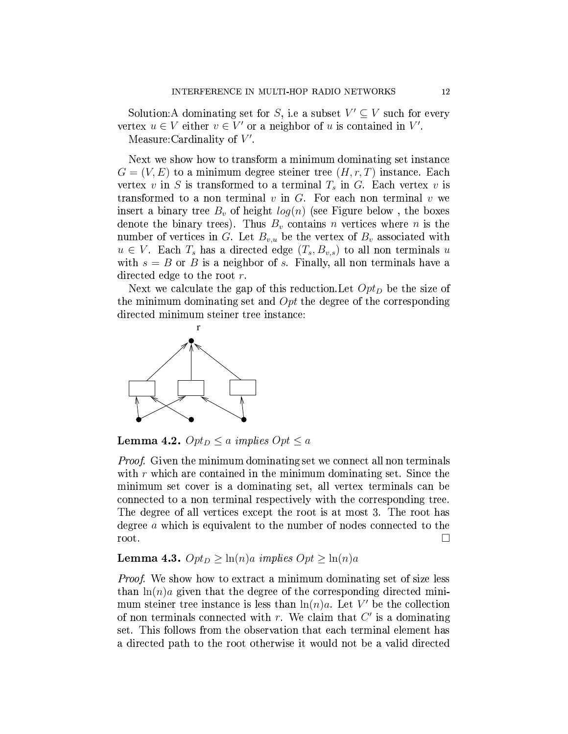Solution:A dominating set for $S$, i.e a subset $V' \subseteq V$ such for every vertex $u \in V$ either $v \in V'$ or a neighbor of $u$ is contained in $V'$.

Measure:Cardinality of $V'$.

Next we show how to transform a minimum dominating set instance $G = (V, E)$ to a minimum degree steiner tree $(H, r, T)$ instance. Each vertex $v$ in $S$ is transformed to a terminal $T_s$ in $G$. Each vertex $v$ is transformed to a non terminal $v$ in $G$. For each non terminal $v$ we insert a binary tree $B_v$ of height $log(n)$ (see Figure below , the boxes denote the binary trees). Thus $B_v$ contains $n$ vertices where $n$ is the number of vertices in $G$. Let $B_{v,u}$ be the vertex of $B_v$ associated with $u \in V$. Each $T_s$ has a directed edge $(T_s, B_{v,s})$ to all non terminals $u$ with $s = B$ or $B$ is a neighbor of $s$. Finally, all non terminals have a directed edge to the root $r$.

Next we calculate the gap of this reduction.Let $Opt_D$ be the size of the minimum dominating set and $Opt$ the degree of the corresponding directed minimum steiner tree instance:

**Lemma 4.2.** *$Opt_D \leq a$ implies $Opt \leq a$*

*Proof.* Given the minimum dominating set we connect all non terminals with $r$ which are contained in the minimum dominating set. Since the minimum set cover is a dominating set, all vertex terminals can be connected to a non terminal respectively with the corresponding tree. The degree of all vertices except the root is at most 3. The root has degree $a$ which is equivalent to the number of nodes connected to the root. □

**Lemma 4.3.** *$Opt_D \geq \ln(n)a$ implies $Opt \geq \ln(n)a$*

*Proof.* We show how to extract a minimum dominating set of size less than $\ln(n)a$ given that the degree of the corresponding directed minimum steiner tree instance is less than $\ln(n)a$. Let $V'$ be the collection of non terminals connected with $r$. We claim that $C'$ is a dominating set. This follows from the observation that each terminal element has a directed path to the root otherwise it would not be a valid directed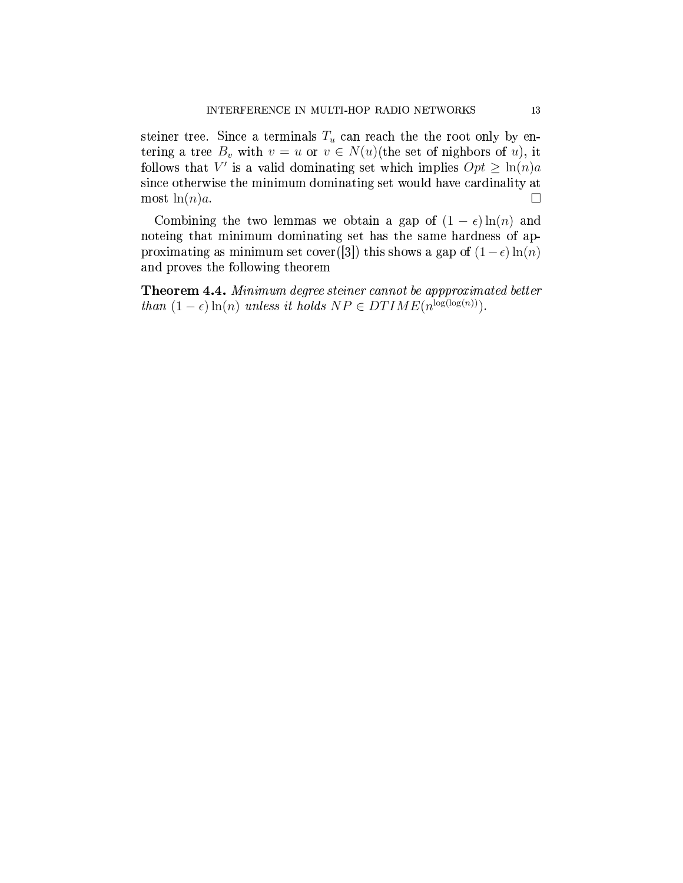steiner tree. Since a terminals $T_u$ can reach the the root only by entering a tree $B_v$ with $v = u$ or $v \in N(u)$(the set of nighbors of $u$), it follows that $V'$ is a valid dominating set which implies $Opt \geq \ln(n)a$ since otherwise the minimum dominating set would have cardinality at most $\ln(n)a$. □

Combining the two lemmas we obtain a gap of $(1 - \epsilon)\ln(n)$ and noteing that minimum dominating set has the same hardness of approximating as minimum set cover([3]) this shows a gap of $(1-\epsilon)\ln(n)$ and proves the following theorem

**Theorem 4.4.** *Minimum degree steiner cannot be appproximated better than* $(1 - \epsilon)\ln(n)$ *unless it holds* $NP \in DTIME(n^{\log(\log(n))})$.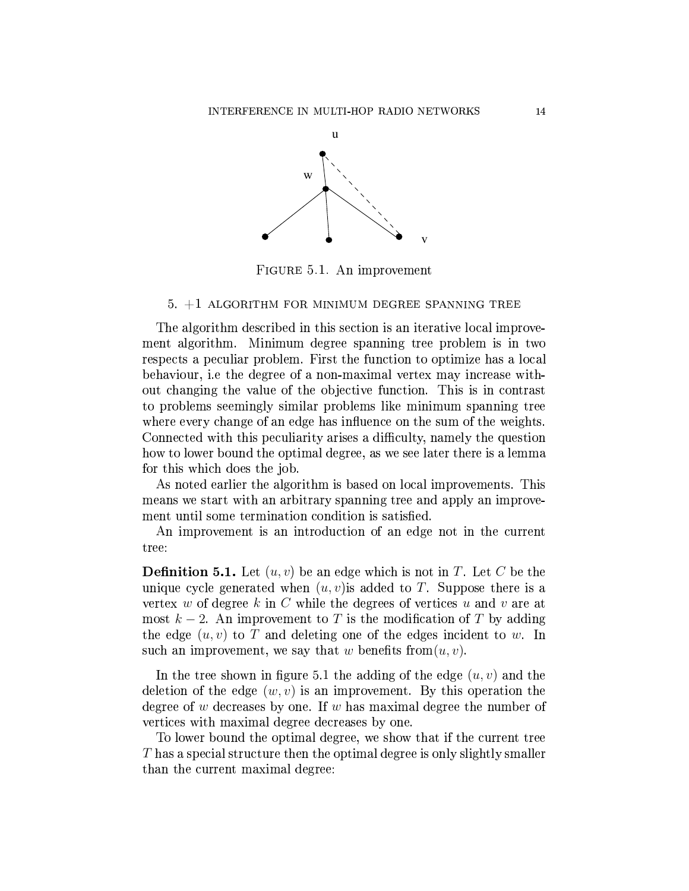Figure 5.1. An improvement

## 5. +1 algorithm for minimum degree spanning tree

The algorithm described in this section is an iterative local improvement algorithm. Minimum degree spanning tree problem is in two respects a peculiar problem. First the function to optimize has a local behaviour, i.e the degree of a non-maximal vertex may increase without changing the value of the objective function. This is in contrast to problems seemingly similar problems like minimum spanning tree where every change of an edge has influence on the sum of the weights. Connected with this peculiarity arises a difficulty, namely the question how to lower bound the optimal degree, as we see later there is a lemma for this which does the job.

As noted earlier the algorithm is based on local improvements. This means we start with an arbitrary spanning tree and apply an improvement until some termination condition is satisfied.

An improvement is an introduction of an edge not in the current tree:

**Definition 5.1.** Let $(u, v)$ be an edge which is not in $T$. Let $C$ be the unique cycle generated when $(u, v)$is added to $T$. Suppose there is a vertex $w$ of degree $k$ in $C$ while the degrees of vertices $u$ and $v$ are at most $k - 2$. An improvement to $T$ is the modification of $T$ by adding the edge $(u, v)$ to $T$ and deleting one of the edges incident to $w$. In such an improvement, we say that $w$ benefits from$(u, v)$.

In the tree shown in figure 5.1 the adding of the edge $(u, v)$ and the deletion of the edge $(w, v)$ is an improvement. By this operation the degree of $w$ decreases by one. If $w$ has maximal degree the number of vertices with maximal degree decreases by one.

To lower bound the optimal degree, we show that if the current tree $T$ has a special structure then the optimal degree is only slightly smaller than the current maximal degree: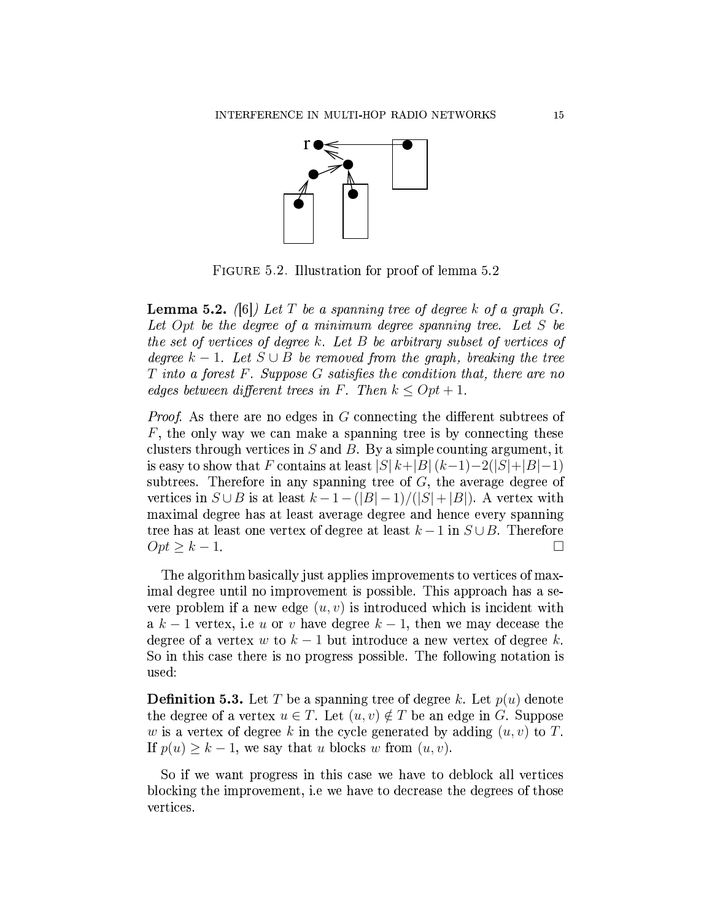FIGURE 5.2. Illustration for proof of lemma 5.2

**Lemma 5.2.** *([6]) Let $T$ be a spanning tree of degree $k$ of a graph $G$. Let $Opt$ be the degree of a minimum degree spanning tree. Let $S$ be the set of vertices of degree $k$. Let $B$ be arbitrary subset of vertices of degree $k-1$. Let $S \cup B$ be removed from the graph, breaking the tree $T$ into a forest $F$. Suppose $G$ satisfies the condition that, there are no edges between different trees in $F$. Then $k \leq Opt + 1$.*

*Proof.* As there are no edges in $G$ connecting the different subtrees of $F$, the only way we can make a spanning tree is by connecting these clusters through vertices in $S$ and $B$. By a simple counting argument, it is easy to show that $F$ contains at least $|S|\, k + |B|\,(k-1) - 2(|S| + |B| - 1)$ subtrees. Therefore in any spanning tree of $G$, the average degree of vertices in $S \cup B$ is at least $k - 1 - (|B| - 1)/(|S| + |B|)$. A vertex with maximal degree has at least average degree and hence every spanning tree has at least one vertex of degree at least $k-1$ in $S \cup B$. Therefore $Opt \geq k - 1$. □

The algorithm basically just applies improvements to vertices of maximal degree until no improvement is possible. This approach has a severe problem if a new edge $(u, v)$ is introduced which is incident with a $k-1$ vertex, i.e $u$ or $v$ have degree $k-1$, then we may decease the degree of a vertex $w$ to $k-1$ but introduce a new vertex of degree $k$. So in this case there is no progress possible. The following notation is used:

**Definition 5.3.** Let $T$ be a spanning tree of degree $k$. Let $p(u)$ denote the degree of a vertex $u \in T$. Let $(u, v) \notin T$ be an edge in $G$. Suppose $w$ is a vertex of degree $k$ in the cycle generated by adding $(u, v)$ to $T$. If $p(u) \geq k - 1$, we say that $u$ blocks $w$ from $(u, v)$.

So if we want progress in this case we have to deblock all vertices blocking the improvement, i.e we have to decrease the degrees of those vertices.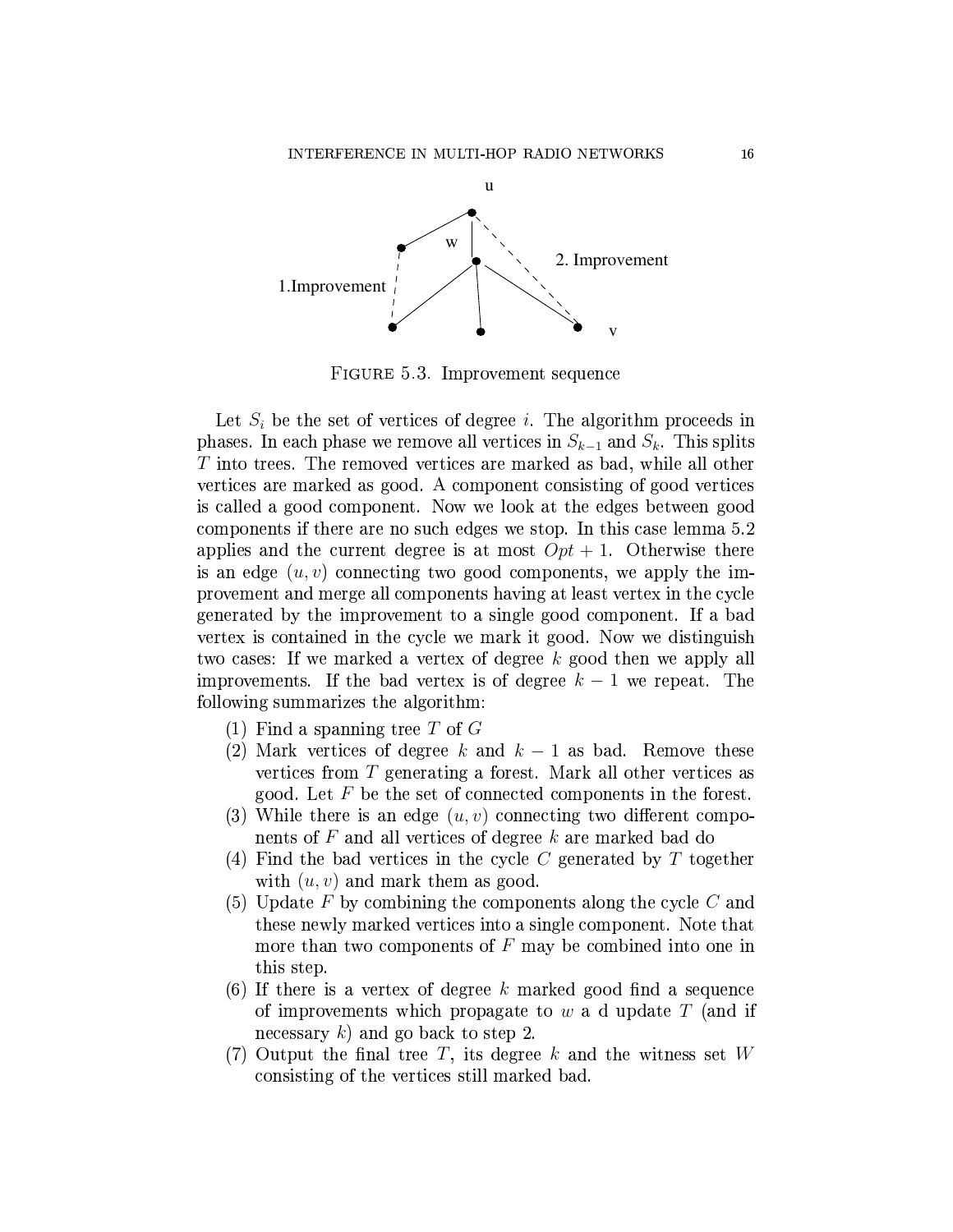FIGURE 5.3. Improvement sequence

Let $S_i$ be the set of vertices of degree $i$. The algorithm proceeds in phases. In each phase we remove all vertices in $S_{k-1}$ and $S_k$. This splits $T$ into trees. The removed vertices are marked as bad, while all other vertices are marked as good. A component consisting of good vertices is called a good component. Now we look at the edges between good components if there are no such edges we stop. In this case lemma 5.2 applies and the current degree is at most $Opt + 1$. Otherwise there is an edge $(u, v)$ connecting two good components, we apply the improvement and merge all components having at least vertex in the cycle generated by the improvement to a single good component. If a bad vertex is contained in the cycle we mark it good. Now we distinguish two cases: If we marked a vertex of degree $k$ good then we apply all improvements. If the bad vertex is of degree $k - 1$ we repeat. The following summarizes the algorithm:

(1) Find a spanning tree $T$ of $G$
(2) Mark vertices of degree $k$ and $k - 1$ as bad. Remove these vertices from $T$ generating a forest. Mark all other vertices as good. Let $F$ be the set of connected components in the forest.
(3) While there is an edge $(u, v)$ connecting two different components of $F$ and all vertices of degree $k$ are marked bad do
(4) Find the bad vertices in the cycle $C$ generated by $T$ together with $(u, v)$ and mark them as good.
(5) Update $F$ by combining the components along the cycle $C$ and these newly marked vertices into a single component. Note that more than two components of $F$ may be combined into one in this step.
(6) If there is a vertex of degree $k$ marked good find a sequence of improvements which propagate to $w$ a d update $T$ (and if necessary $k$) and go back to step 2.
(7) Output the final tree $T$, its degree $k$ and the witness set $W$ consisting of the vertices still marked bad.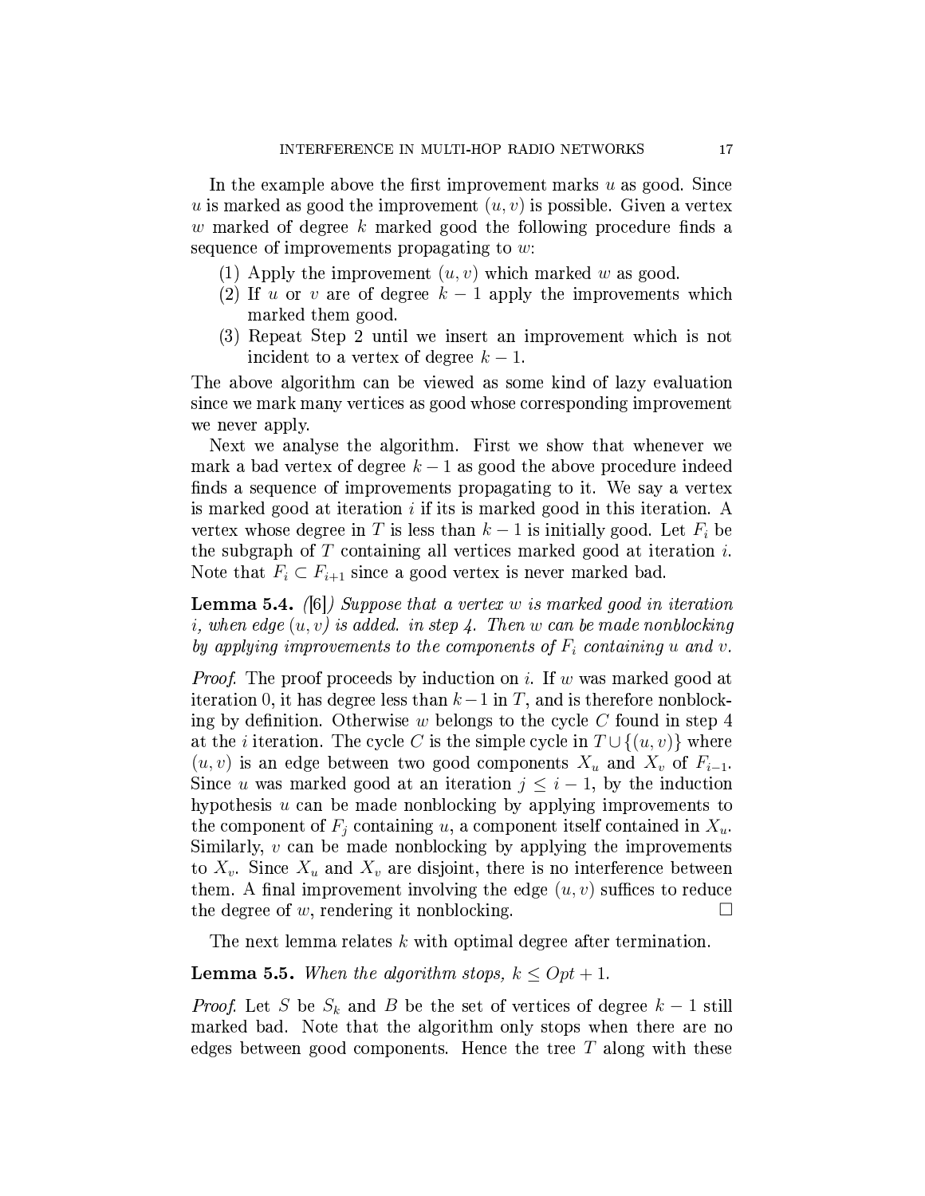In the example above the first improvement marks $u$ as good. Since $u$ is marked as good the improvement $(u, v)$ is possible. Given a vertex $w$ marked of degree $k$ marked good the following procedure finds a sequence of improvements propagating to $w$:

1. Apply the improvement $(u, v)$ which marked $w$ as good.
2. If $u$ or $v$ are of degree $k - 1$ apply the improvements which marked them good.
3. Repeat Step 2 until we insert an improvement which is not incident to a vertex of degree $k - 1$.

The above algorithm can be viewed as some kind of lazy evaluation since we mark many vertices as good whose corresponding improvement we never apply.

Next we analyse the algorithm. First we show that whenever we mark a bad vertex of degree $k - 1$ as good the above procedure indeed finds a sequence of improvements propagating to it. We say a vertex is marked good at iteration $i$ if its is marked good in this iteration. A vertex whose degree in $T$ is less than $k - 1$ is initially good. Let $F_i$ be the subgraph of $T$ containing all vertices marked good at iteration $i$. Note that $F_i \subset F_{i+1}$ since a good vertex is never marked bad.

**Lemma 5.4.** *([6]) Suppose that a vertex $w$ is marked good in iteration $i$, when edge $(u, v)$ is added. in step 4. Then $w$ can be made nonblocking by applying improvements to the components of $F_i$ containing $u$ and $v$.*

*Proof.* The proof proceeds by induction on $i$. If $w$ was marked good at iteration 0, it has degree less than $k-1$ in $T$, and is therefore nonblocking by definition. Otherwise $w$ belongs to the cycle $C$ found in step 4 at the $i$ iteration. The cycle $C$ is the simple cycle in $T \cup \{(u, v)\}$ where $(u, v)$ is an edge between two good components $X_u$ and $X_v$ of $F_{i-1}$. Since $u$ was marked good at an iteration $j \leq i - 1$, by the induction hypothesis $u$ can be made nonblocking by applying improvements to the component of $F_j$ containing $u$, a component itself contained in $X_u$. Similarly, $v$ can be made nonblocking by applying the improvements to $X_v$. Since $X_u$ and $X_v$ are disjoint, there is no interference between them. A final improvement involving the edge $(u, v)$ suffices to reduce the degree of $w$, rendering it nonblocking. □

The next lemma relates $k$ with optimal degree after termination.

**Lemma 5.5.** *When the algorithm stops, $k \leq Opt + 1$.*

*Proof.* Let $S$ be $S_k$ and $B$ be the set of vertices of degree $k - 1$ still marked bad. Note that the algorithm only stops when there are no edges between good components. Hence the tree $T$ along with these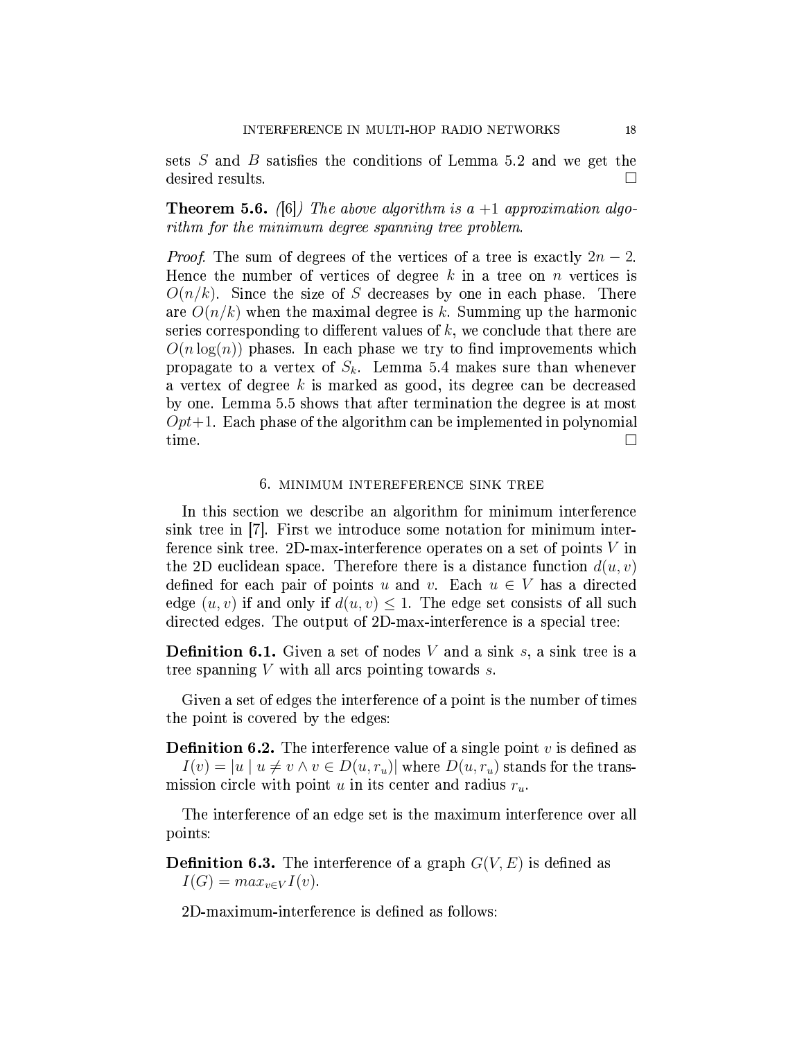sets $S$ and $B$ satisfies the conditions of Lemma 5.2 and we get the desired results. □

**Theorem 5.6.** *([6]) The above algorithm is a +1 approximation algorithm for the minimum degree spanning tree problem.*

*Proof.* The sum of degrees of the vertices of a tree is exactly $2n-2$. Hence the number of vertices of degree $k$ in a tree on $n$ vertices is $O(n/k)$. Since the size of $S$ decreases by one in each phase. There are $O(n/k)$ when the maximal degree is $k$. Summing up the harmonic series corresponding to different values of $k$, we conclude that there are $O(n\log(n))$ phases. In each phase we try to find improvements which propagate to a vertex of $S_k$. Lemma 5.4 makes sure than whenever a vertex of degree $k$ is marked as good, its degree can be decreased by one. Lemma 5.5 shows that after termination the degree is at most $Opt+1$. Each phase of the algorithm can be implemented in polynomial time. □

## 6. Minimum intereference sink tree

In this section we describe an algorithm for minimum interference sink tree in [7]. First we introduce some notation for minimum interference sink tree. 2D-max-interference operates on a set of points $V$ in the 2D euclidean space. Therefore there is a distance function $d(u,v)$ defined for each pair of points $u$ and $v$. Each $u \in V$ has a directed edge $(u,v)$ if and only if $d(u,v) \leq 1$. The edge set consists of all such directed edges. The output of 2D-max-interference is a special tree:

**Definition 6.1.** Given a set of nodes $V$ and a sink $s$, a sink tree is a tree spanning $V$ with all arcs pointing towards $s$.

Given a set of edges the interference of a point is the number of times the point is covered by the edges:

**Definition 6.2.** The interference value of a single point $v$ is defined as $I(v) = |u \mid u \neq v \wedge v \in D(u, r_u)|$ where $D(u, r_u)$ stands for the transmission circle with point $u$ in its center and radius $r_u$.

The interference of an edge set is the maximum interference over all points:

**Definition 6.3.** The interference of a graph $G(V,E)$ is defined as $I(G) = max_{v \in V} I(v)$.

2D-maximum-interference is defined as follows: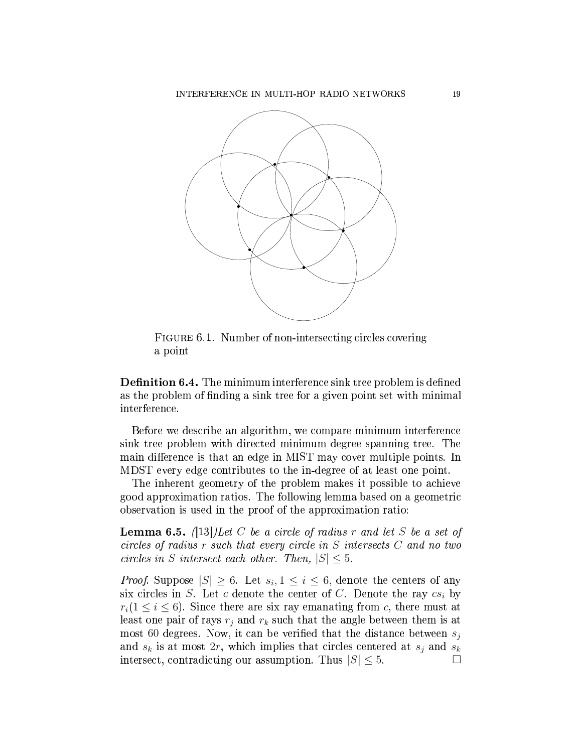FIGURE 6.1. Number of non-intersecting circles covering a point

**Definition 6.4.** The minimum interference sink tree problem is defined as the problem of finding a sink tree for a given point set with minimal interference.

Before we describe an algorithm, we compare minimum interference sink tree problem with directed minimum degree spanning tree. The main difference is that an edge in MIST may cover multiple points. In MDST every edge contributes to the in-degree of at least one point.

The inherent geometry of the problem makes it possible to achieve good approximation ratios. The following lemma based on a geometric observation is used in the proof of the approximation ratio:

**Lemma 6.5.** *([13])Let $C$ be a circle of radius $r$ and let $S$ be a set of circles of radius $r$ such that every circle in $S$ intersects $C$ and no two circles in $S$ intersect each other. Then, $|S| \leq 5$.*

*Proof.* Suppose $|S| \geq 6$. Let $s_i, 1 \leq i \leq 6$, denote the centers of any six circles in $S$. Let $c$ denote the center of $C$. Denote the ray $cs_i$ by $r_i (1 \leq i \leq 6)$. Since there are six ray emanating from $c$, there must at least one pair of rays $r_j$ and $r_k$ such that the angle between them is at most 60 degrees. Now, it can be verified that the distance between $s_j$ and $s_k$ is at most $2r$, which implies that circles centered at $s_j$ and $s_k$ intersect, contradicting our assumption. Thus $|S| \leq 5$. □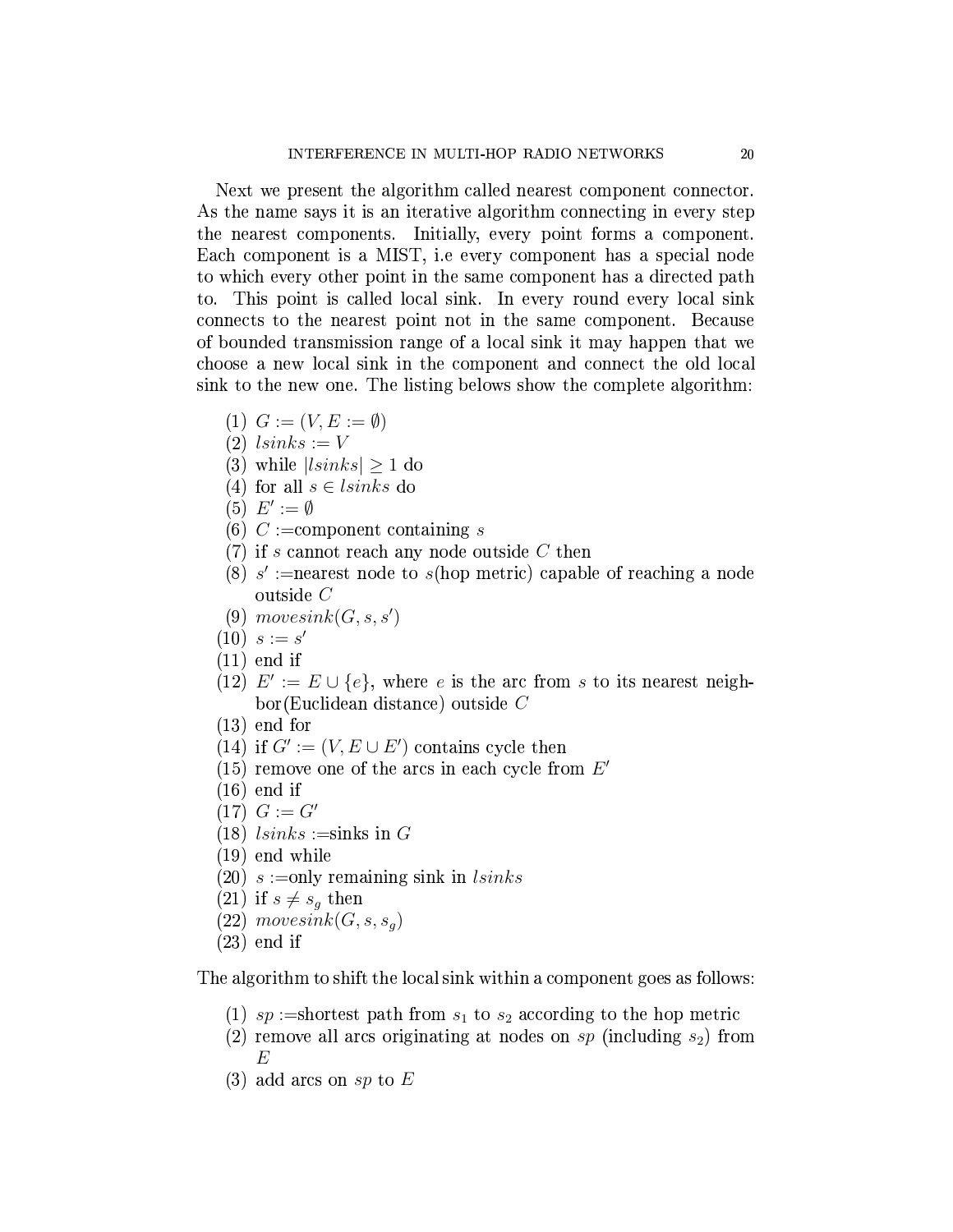Next we present the algorithm called nearest component connector. As the name says it is an iterative algorithm connecting in every step the nearest components. Initially, every point forms a component. Each component is a MIST, i.e every component has a special node to which every other point in the same component has a directed path to. This point is called local sink. In every round every local sink connects to the nearest point not in the same component. Because of bounded transmission range of a local sink it may happen that we choose a new local sink in the component and connect the old local sink to the new one. The listing belows show the complete algorithm:

(1) $G := (V, E := \emptyset)$
(2) $lsinks := V$
(3) while $|lsinks| \geq 1$ do
(4) for all $s \in lsinks$ do
(5) $E' := \emptyset$
(6) $C$ :=component containing $s$
(7) if $s$ cannot reach any node outside $C$ then
(8) $s'$ :=nearest node to $s$(hop metric) capable of reaching a node outside $C$
(9) $movesink(G, s, s')$
(10) $s := s'$
(11) end if
(12) $E' := E \cup \{e\}$, where $e$ is the arc from $s$ to its nearest neighbor(Euclidean distance) outside $C$
(13) end for
(14) if $G' := (V, E \cup E')$ contains cycle then
(15) remove one of the arcs in each cycle from $E'$
(16) end if
(17) $G := G'$
(18) $lsinks$ :=sinks in $G$
(19) end while
(20) $s$ :=only remaining sink in $lsinks$
(21) if $s \neq s_g$ then
(22) $movesink(G, s, s_g)$
(23) end if

The algorithm to shift the local sink within a component goes as follows:

(1) $sp$ :=shortest path from $s_1$ to $s_2$ according to the hop metric
(2) remove all arcs originating at nodes on $sp$ (including $s_2$) from $E$
(3) add arcs on $sp$ to $E$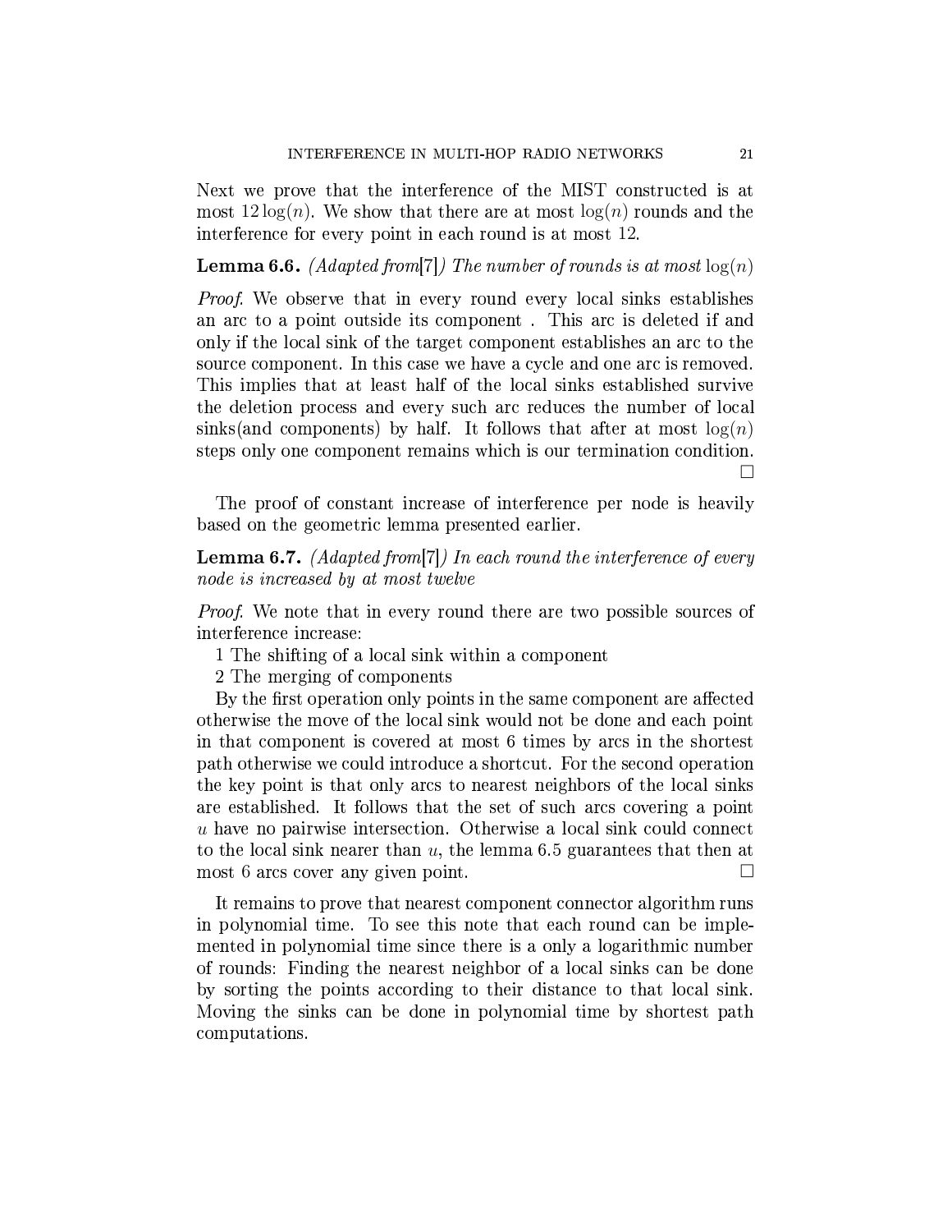Next we prove that the interference of the MIST constructed is at most $12\log(n)$. We show that there are at most $\log(n)$ rounds and the interference for every point in each round is at most 12.

**Lemma 6.6.** *(Adapted from[7]) The number of rounds is at most $\log(n)$*

*Proof.* We observe that in every round every local sinks establishes an arc to a point outside its component . This arc is deleted if and only if the local sink of the target component establishes an arc to the source component. In this case we have a cycle and one arc is removed. This implies that at least half of the local sinks established survive the deletion process and every such arc reduces the number of local sinks(and components) by half. It follows that after at most $\log(n)$ steps only one component remains which is our termination condition. □

The proof of constant increase of interference per node is heavily based on the geometric lemma presented earlier.

**Lemma 6.7.** *(Adapted from[7]) In each round the interference of every node is increased by at most twelve*

*Proof.* We note that in every round there are two possible sources of interference increase:

1 The shifting of a local sink within a component

2 The merging of components

By the first operation only points in the same component are affected otherwise the move of the local sink would not be done and each point in that component is covered at most 6 times by arcs in the shortest path otherwise we could introduce a shortcut. For the second operation the key point is that only arcs to nearest neighbors of the local sinks are established. It follows that the set of such arcs covering a point $u$ have no pairwise intersection. Otherwise a local sink could connect to the local sink nearer than $u$, the lemma 6.5 guarantees that then at most 6 arcs cover any given point. □

It remains to prove that nearest component connector algorithm runs in polynomial time. To see this note that each round can be implemented in polynomial time since there is a only a logarithmic number of rounds: Finding the nearest neighbor of a local sinks can be done by sorting the points according to their distance to that local sink. Moving the sinks can be done in polynomial time by shortest path computations.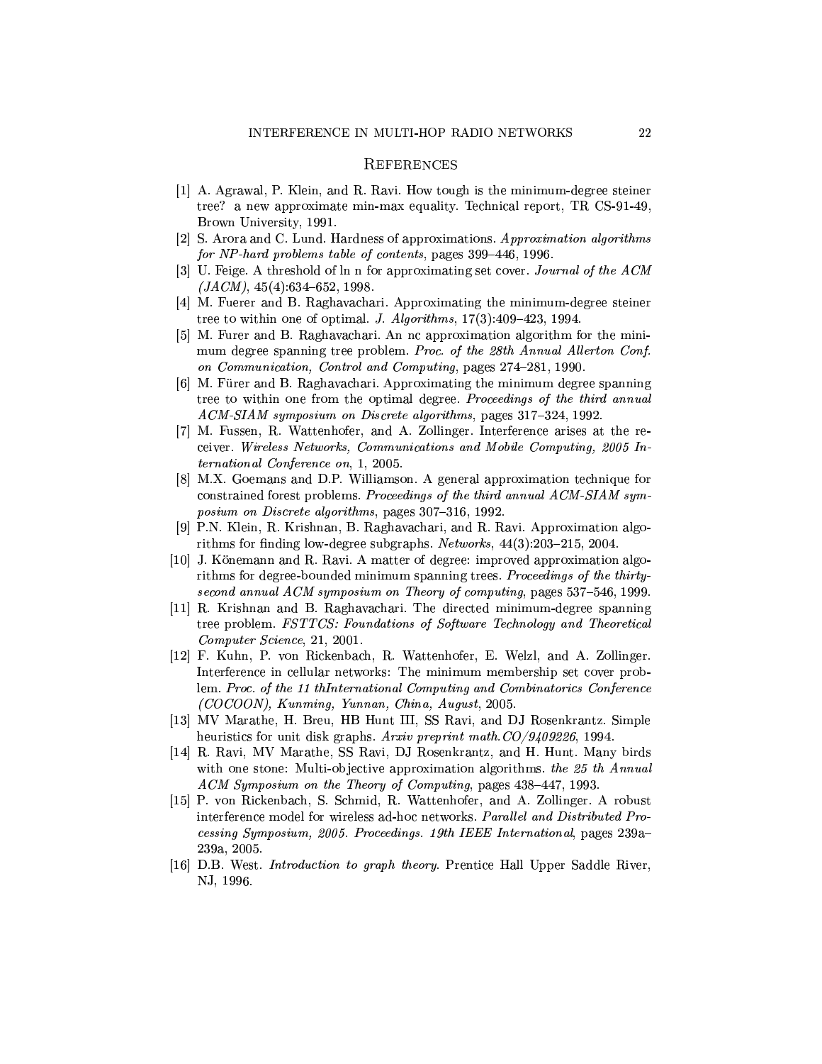## References

[1] A. Agrawal, P. Klein, and R. Ravi. How tough is the minimum-degree steiner tree? a new approximate min-max equality. Technical report, TR CS-91-49, Brown University, 1991.

[2] S. Arora and C. Lund. Hardness of approximations. *Approximation algorithms for NP-hard problems table of contents*, pages 399–446, 1996.

[3] U. Feige. A threshold of ln n for approximating set cover. *Journal of the ACM (JACM)*, 45(4):634–652, 1998.

[4] M. Fuerer and B. Raghavachari. Approximating the minimum-degree steiner tree to within one of optimal. *J. Algorithms*, 17(3):409–423, 1994.

[5] M. Furer and B. Raghavachari. An nc approximation algorithm for the minimum degree spanning tree problem. *Proc. of the 28th Annual Allerton Conf. on Communication, Control and Computing*, pages 274–281, 1990.

[6] M. Fürer and B. Raghavachari. Approximating the minimum degree spanning tree to within one from the optimal degree. *Proceedings of the third annual ACM-SIAM symposium on Discrete algorithms*, pages 317–324, 1992.

[7] M. Fussen, R. Wattenhofer, and A. Zollinger. Interference arises at the receiver. *Wireless Networks, Communications and Mobile Computing, 2005 International Conference on*, 1, 2005.

[8] M.X. Goemans and D.P. Williamson. A general approximation technique for constrained forest problems. *Proceedings of the third annual ACM-SIAM symposium on Discrete algorithms*, pages 307–316, 1992.

[9] P.N. Klein, R. Krishnan, B. Raghavachari, and R. Ravi. Approximation algorithms for finding low-degree subgraphs. *Networks*, 44(3):203–215, 2004.

[10] J. Könemann and R. Ravi. A matter of degree: improved approximation algorithms for degree-bounded minimum spanning trees. *Proceedings of the thirty-second annual ACM symposium on Theory of computing*, pages 537–546, 1999.

[11] R. Krishnan and B. Raghavachari. The directed minimum-degree spanning tree problem. *FSTTCS: Foundations of Software Technology and Theoretical Computer Science*, 21, 2001.

[12] F. Kuhn, P. von Rickenbach, R. Wattenhofer, E. Welzl, and A. Zollinger. Interference in cellular networks: The minimum membership set cover problem. *Proc. of the 11 thInternational Computing and Combinatorics Conference (COCOON), Kunming, Yunnan, China, August*, 2005.

[13] MV Marathe, H. Breu, HB Hunt III, SS Ravi, and DJ Rosenkrantz. Simple heuristics for unit disk graphs. *Arxiv preprint math.CO/9409226*, 1994.

[14] R. Ravi, MV Marathe, SS Ravi, DJ Rosenkrantz, and H. Hunt. Many birds with one stone: Multi-objective approximation algorithms. *the 25 th Annual ACM Symposium on the Theory of Computing*, pages 438–447, 1993.

[15] P. von Rickenbach, S. Schmid, R. Wattenhofer, and A. Zollinger. A robust interference model for wireless ad-hoc networks. *Parallel and Distributed Processing Symposium, 2005. Proceedings. 19th IEEE International*, pages 239a–239a, 2005.

[16] D.B. West. *Introduction to graph theory*. Prentice Hall Upper Saddle River, NJ, 1996.